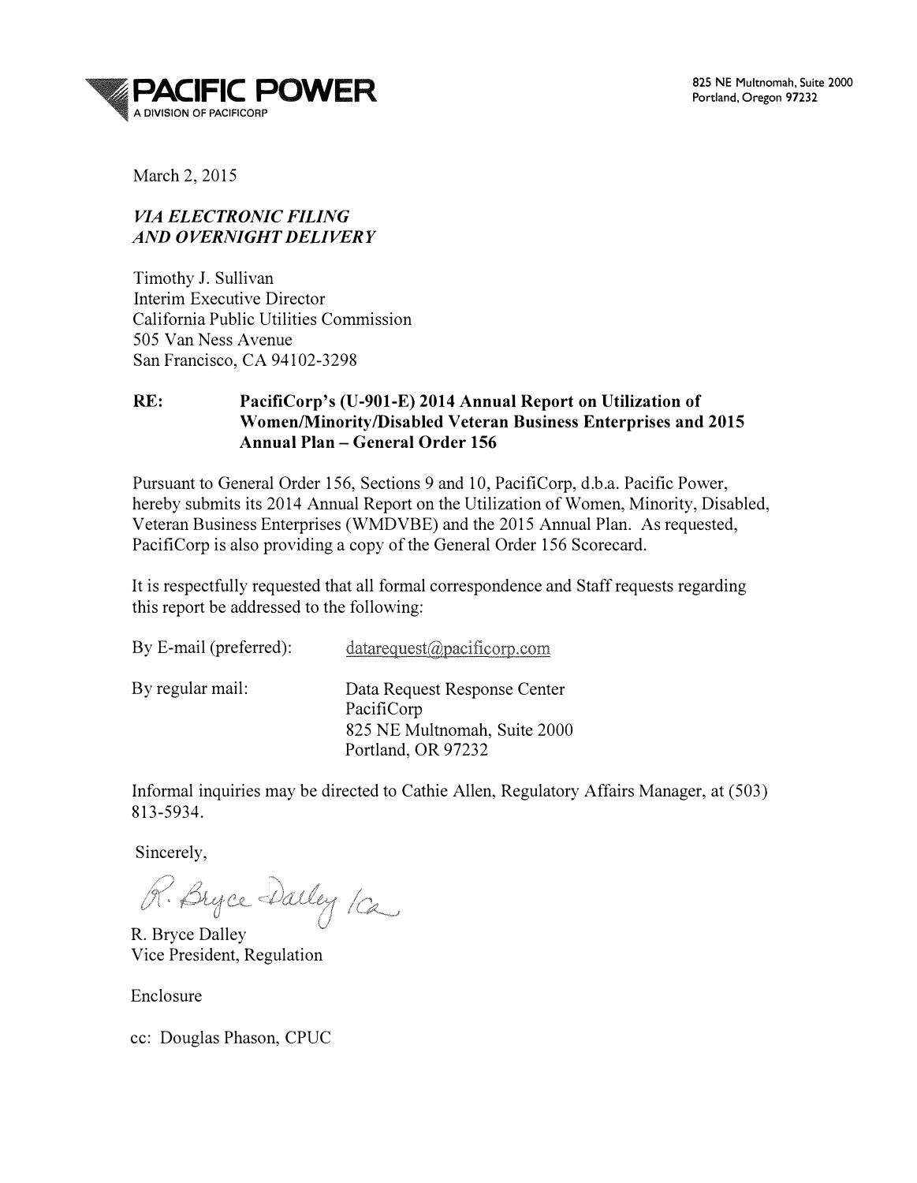**PACIFIC POWER**
A DIVISION OF PACIFICORP

825 NE Multnomah, Suite 2000
Portland, Oregon 97232

March 2, 2015

***VIA ELECTRONIC FILING***
***AND OVERNIGHT DELIVERY***

Timothy J. Sullivan
Interim Executive Director
California Public Utilities Commission
505 Van Ness Avenue
San Francisco, CA 94102-3298

**RE: PacifiCorp's (U-901-E) 2014 Annual Report on Utilization of Women/Minority/Disabled Veteran Business Enterprises and 2015 Annual Plan – General Order 156**

Pursuant to General Order 156, Sections 9 and 10, PacifiCorp, d.b.a. Pacific Power, hereby submits its 2014 Annual Report on the Utilization of Women, Minority, Disabled, Veteran Business Enterprises (WMDVBE) and the 2015 Annual Plan. As requested, PacifiCorp is also providing a copy of the General Order 156 Scorecard.

It is respectfully requested that all formal correspondence and Staff requests regarding this report be addressed to the following:

By E-mail (preferred): datarequest@pacificorp.com

By regular mail: Data Request Response Center
PacifiCorp
825 NE Multnomah, Suite 2000
Portland, OR 97232

Informal inquiries may be directed to Cathie Allen, Regulatory Affairs Manager, at (503) 813-5934.

Sincerely,

R. Bryce Dalley /ca

R. Bryce Dalley
Vice President, Regulation

Enclosure

cc: Douglas Phason, CPUC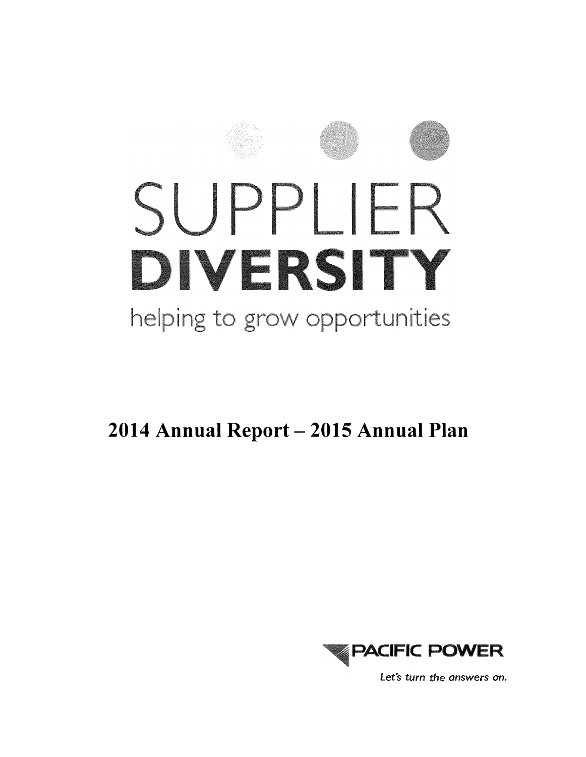# SUPPLIER DIVERSITY

helping to grow opportunities

## 2014 Annual Report – 2015 Annual Plan

PACIFIC POWER

*Let's turn the answers on.*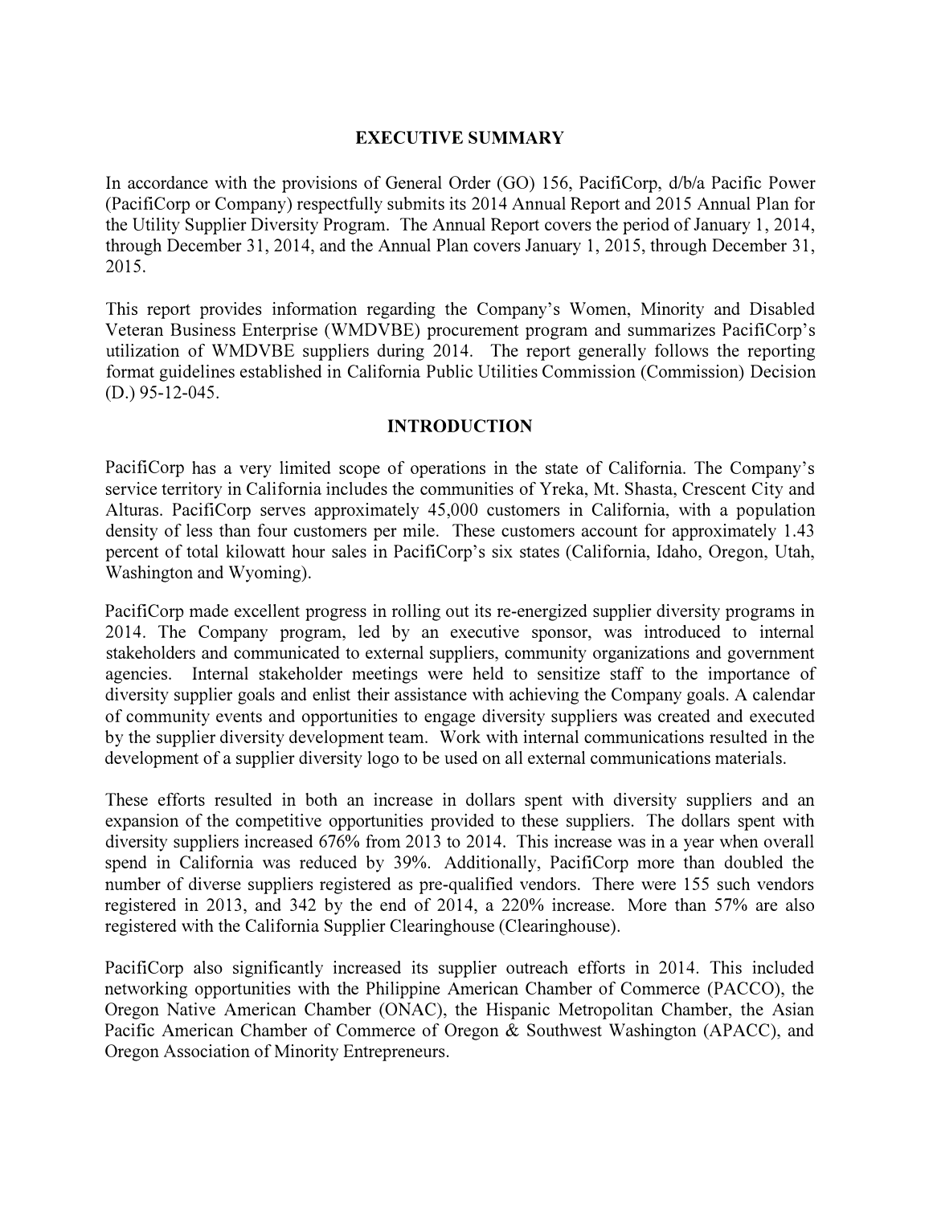## EXECUTIVE SUMMARY

In accordance with the provisions of General Order (GO) 156, PacifiCorp, d/b/a Pacific Power (PacifiCorp or Company) respectfully submits its 2014 Annual Report and 2015 Annual Plan for the Utility Supplier Diversity Program. The Annual Report covers the period of January 1, 2014, through December 31, 2014, and the Annual Plan covers January 1, 2015, through December 31, 2015.

This report provides information regarding the Company's Women, Minority and Disabled Veteran Business Enterprise (WMDVBE) procurement program and summarizes PacifiCorp's utilization of WMDVBE suppliers during 2014. The report generally follows the reporting format guidelines established in California Public Utilities Commission (Commission) Decision (D.) 95-12-045.

## INTRODUCTION

PacifiCorp has a very limited scope of operations in the state of California. The Company's service territory in California includes the communities of Yreka, Mt. Shasta, Crescent City and Alturas. PacifiCorp serves approximately 45,000 customers in California, with a population density of less than four customers per mile. These customers account for approximately 1.43 percent of total kilowatt hour sales in PacifiCorp's six states (California, Idaho, Oregon, Utah, Washington and Wyoming).

PacifiCorp made excellent progress in rolling out its re-energized supplier diversity programs in 2014. The Company program, led by an executive sponsor, was introduced to internal stakeholders and communicated to external suppliers, community organizations and government agencies. Internal stakeholder meetings were held to sensitize staff to the importance of diversity supplier goals and enlist their assistance with achieving the Company goals. A calendar of community events and opportunities to engage diversity suppliers was created and executed by the supplier diversity development team. Work with internal communications resulted in the development of a supplier diversity logo to be used on all external communications materials.

These efforts resulted in both an increase in dollars spent with diversity suppliers and an expansion of the competitive opportunities provided to these suppliers. The dollars spent with diversity suppliers increased 676% from 2013 to 2014. This increase was in a year when overall spend in California was reduced by 39%. Additionally, PacifiCorp more than doubled the number of diverse suppliers registered as pre-qualified vendors. There were 155 such vendors registered in 2013, and 342 by the end of 2014, a 220% increase. More than 57% are also registered with the California Supplier Clearinghouse (Clearinghouse).

PacifiCorp also significantly increased its supplier outreach efforts in 2014. This included networking opportunities with the Philippine American Chamber of Commerce (PACCO), the Oregon Native American Chamber (ONAC), the Hispanic Metropolitan Chamber, the Asian Pacific American Chamber of Commerce of Oregon & Southwest Washington (APACC), and Oregon Association of Minority Entrepreneurs.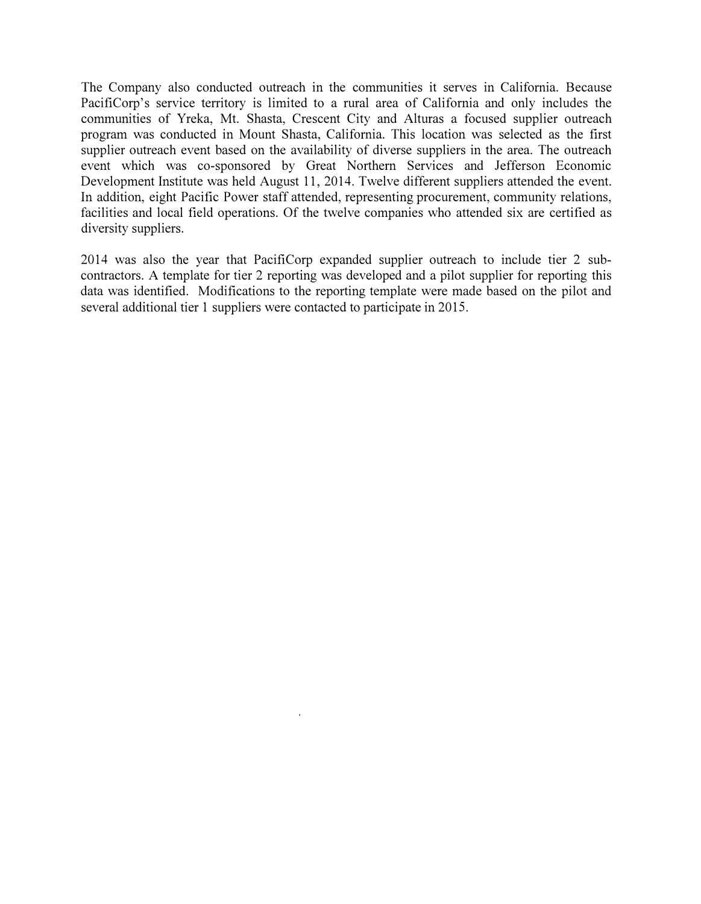The Company also conducted outreach in the communities it serves in California. Because PacifiCorp's service territory is limited to a rural area of California and only includes the communities of Yreka, Mt. Shasta, Crescent City and Alturas a focused supplier outreach program was conducted in Mount Shasta, California. This location was selected as the first supplier outreach event based on the availability of diverse suppliers in the area. The outreach event which was co-sponsored by Great Northern Services and Jefferson Economic Development Institute was held August 11, 2014. Twelve different suppliers attended the event. In addition, eight Pacific Power staff attended, representing procurement, community relations, facilities and local field operations. Of the twelve companies who attended six are certified as diversity suppliers.

2014 was also the year that PacifiCorp expanded supplier outreach to include tier 2 sub-contractors. A template for tier 2 reporting was developed and a pilot supplier for reporting this data was identified. Modifications to the reporting template were made based on the pilot and several additional tier 1 suppliers were contacted to participate in 2015.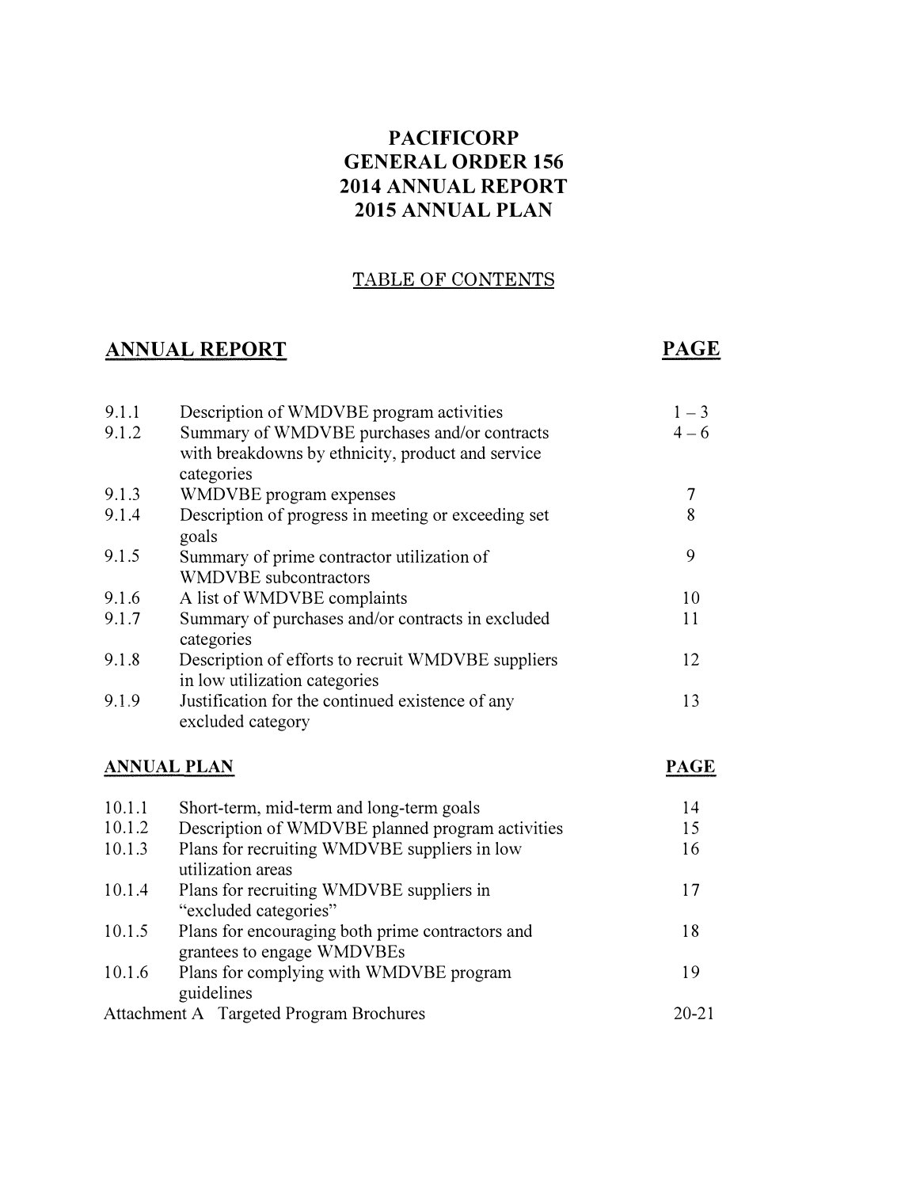# PACIFICORP
# GENERAL ORDER 156
# 2014 ANNUAL REPORT
# 2015 ANNUAL PLAN

TABLE OF CONTENTS

## ANNUAL REPORT

| | | PAGE |
|---|---|---|
| 9.1.1 | Description of WMDVBE program activities | 1 – 3 |
| 9.1.2 | Summary of WMDVBE purchases and/or contracts with breakdowns by ethnicity, product and service categories | 4 – 6 |
| 9.1.3 | WMDVBE program expenses | 7 |
| 9.1.4 | Description of progress in meeting or exceeding set goals | 8 |
| 9.1.5 | Summary of prime contractor utilization of WMDVBE subcontractors | 9 |
| 9.1.6 | A list of WMDVBE complaints | 10 |
| 9.1.7 | Summary of purchases and/or contracts in excluded categories | 11 |
| 9.1.8 | Description of efforts to recruit WMDVBE suppliers in low utilization categories | 12 |
| 9.1.9 | Justification for the continued existence of any excluded category | 13 |

## ANNUAL PLAN

| | | PAGE |
|---|---|---|
| 10.1.1 | Short-term, mid-term and long-term goals | 14 |
| 10.1.2 | Description of WMDVBE planned program activities | 15 |
| 10.1.3 | Plans for recruiting WMDVBE suppliers in low utilization areas | 16 |
| 10.1.4 | Plans for recruiting WMDVBE suppliers in "excluded categories" | 17 |
| 10.1.5 | Plans for encouraging both prime contractors and grantees to engage WMDVBEs | 18 |
| 10.1.6 | Plans for complying with WMDVBE program guidelines | 19 |
| Attachment A | Targeted Program Brochures | 20-21 |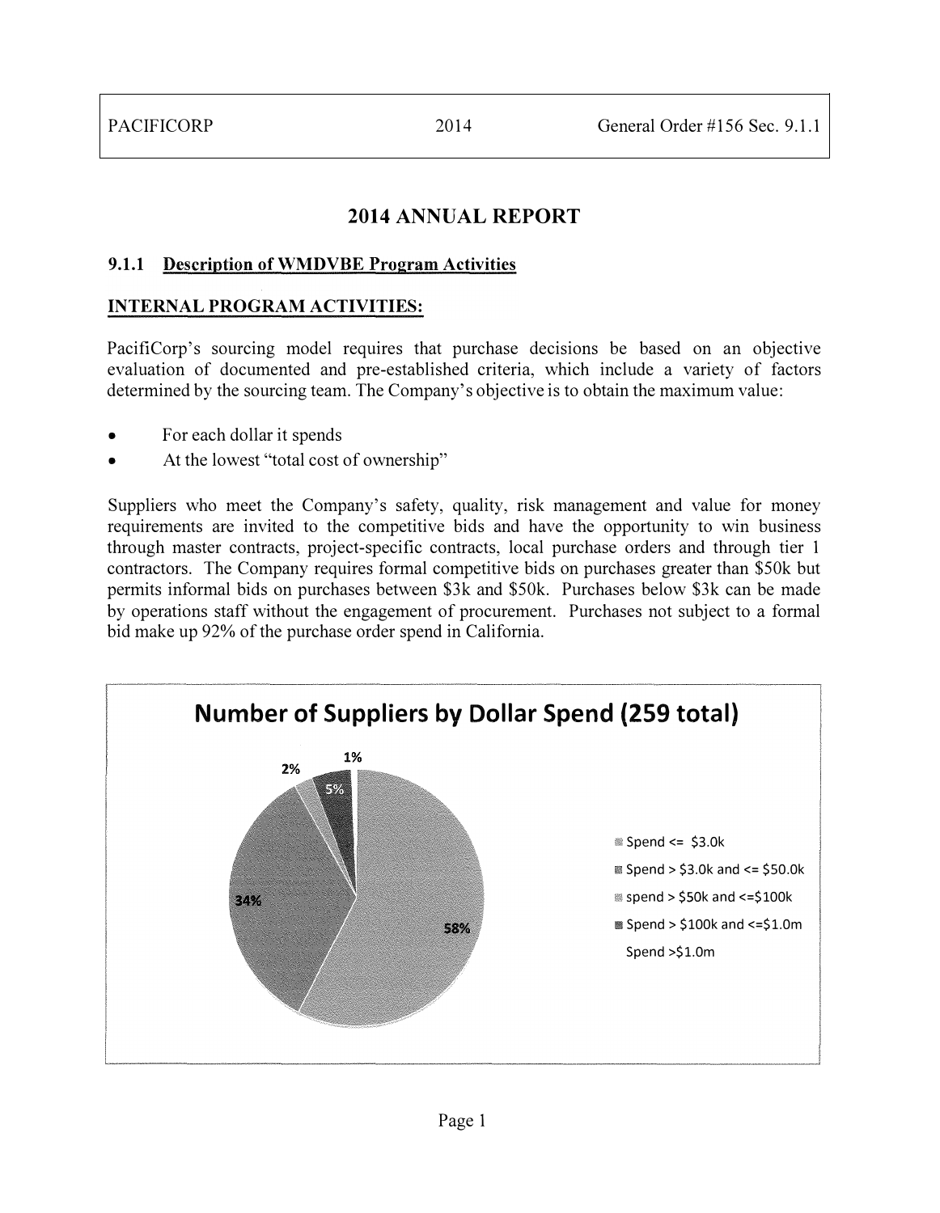# 2014 ANNUAL REPORT

## 9.1.1 Description of WMDVBE Program Activities

### INTERNAL PROGRAM ACTIVITIES:

PacifiCorp's sourcing model requires that purchase decisions be based on an objective evaluation of documented and pre-established criteria, which include a variety of factors determined by the sourcing team. The Company's objective is to obtain the maximum value:

- For each dollar it spends
- At the lowest "total cost of ownership"

Suppliers who meet the Company's safety, quality, risk management and value for money requirements are invited to the competitive bids and have the opportunity to win business through master contracts, project-specific contracts, local purchase orders and through tier 1 contractors. The Company requires formal competitive bids on purchases greater than $50k but permits informal bids on purchases between $3k and $50k. Purchases below $3k can be made by operations staff without the engagement of procurement. Purchases not subject to a formal bid make up 92% of the purchase order spend in California.

**Number of Suppliers by Dollar Spend (259 total)**

| Category | Percentage |
| --- | --- |
| Spend <= $3.0k | 58% |
| Spend > $3.0k and <= $50.0k | 34% |
| spend > $50k and <=$100k | 2% |
| Spend > $100k and <=$1.0m | 5% |
| Spend >$1.0m | 1% |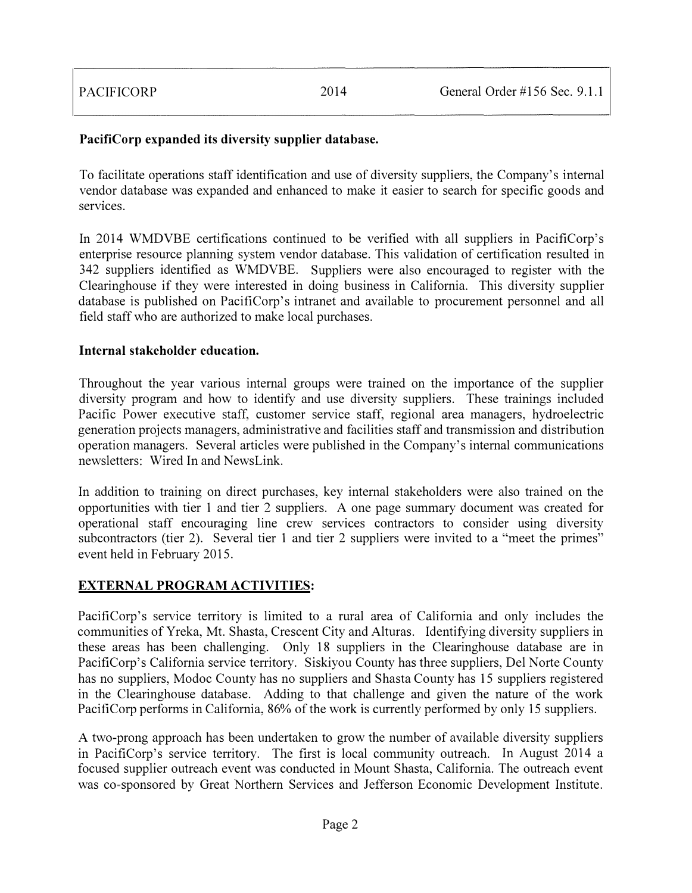**PacifiCorp expanded its diversity supplier database.**

To facilitate operations staff identification and use of diversity suppliers, the Company's internal vendor database was expanded and enhanced to make it easier to search for specific goods and services.

In 2014 WMDVBE certifications continued to be verified with all suppliers in PacifiCorp's enterprise resource planning system vendor database. This validation of certification resulted in 342 suppliers identified as WMDVBE. Suppliers were also encouraged to register with the Clearinghouse if they were interested in doing business in California. This diversity supplier database is published on PacifiCorp's intranet and available to procurement personnel and all field staff who are authorized to make local purchases.

**Internal stakeholder education.**

Throughout the year various internal groups were trained on the importance of the supplier diversity program and how to identify and use diversity suppliers. These trainings included Pacific Power executive staff, customer service staff, regional area managers, hydroelectric generation projects managers, administrative and facilities staff and transmission and distribution operation managers. Several articles were published in the Company's internal communications newsletters: Wired In and NewsLink.

In addition to training on direct purchases, key internal stakeholders were also trained on the opportunities with tier 1 and tier 2 suppliers. A one page summary document was created for operational staff encouraging line crew services contractors to consider using diversity subcontractors (tier 2). Several tier 1 and tier 2 suppliers were invited to a "meet the primes" event held in February 2015.

## EXTERNAL PROGRAM ACTIVITIES:

PacifiCorp's service territory is limited to a rural area of California and only includes the communities of Yreka, Mt. Shasta, Crescent City and Alturas. Identifying diversity suppliers in these areas has been challenging. Only 18 suppliers in the Clearinghouse database are in PacifiCorp's California service territory. Siskiyou County has three suppliers, Del Norte County has no suppliers, Modoc County has no suppliers and Shasta County has 15 suppliers registered in the Clearinghouse database. Adding to that challenge and given the nature of the work PacifiCorp performs in California, 86% of the work is currently performed by only 15 suppliers.

A two-prong approach has been undertaken to grow the number of available diversity suppliers in PacifiCorp's service territory. The first is local community outreach. In August 2014 a focused supplier outreach event was conducted in Mount Shasta, California. The outreach event was co-sponsored by Great Northern Services and Jefferson Economic Development Institute.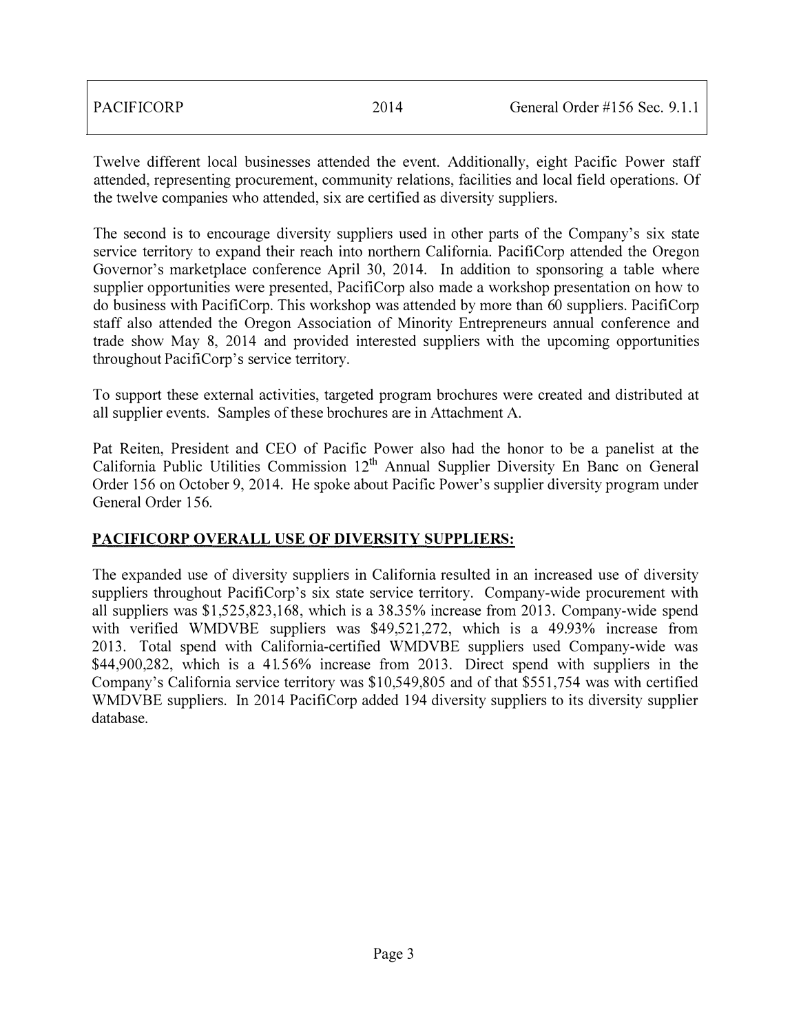Twelve different local businesses attended the event. Additionally, eight Pacific Power staff attended, representing procurement, community relations, facilities and local field operations. Of the twelve companies who attended, six are certified as diversity suppliers.

The second is to encourage diversity suppliers used in other parts of the Company's six state service territory to expand their reach into northern California. PacifiCorp attended the Oregon Governor's marketplace conference April 30, 2014. In addition to sponsoring a table where supplier opportunities were presented, PacifiCorp also made a workshop presentation on how to do business with PacifiCorp. This workshop was attended by more than 60 suppliers. PacifiCorp staff also attended the Oregon Association of Minority Entrepreneurs annual conference and trade show May 8, 2014 and provided interested suppliers with the upcoming opportunities throughout PacifiCorp's service territory.

To support these external activities, targeted program brochures were created and distributed at all supplier events. Samples of these brochures are in Attachment A.

Pat Reiten, President and CEO of Pacific Power also had the honor to be a panelist at the California Public Utilities Commission 12th Annual Supplier Diversity En Banc on General Order 156 on October 9, 2014. He spoke about Pacific Power's supplier diversity program under General Order 156.

## PACIFICORP OVERALL USE OF DIVERSITY SUPPLIERS:

The expanded use of diversity suppliers in California resulted in an increased use of diversity suppliers throughout PacifiCorp's six state service territory. Company-wide procurement with all suppliers was $1,525,823,168, which is a 38.35% increase from 2013. Company-wide spend with verified WMDVBE suppliers was $49,521,272, which is a 49.93% increase from 2013. Total spend with California-certified WMDVBE suppliers used Company-wide was $44,900,282, which is a 41.56% increase from 2013. Direct spend with suppliers in the Company's California service territory was $10,549,805 and of that $551,754 was with certified WMDVBE suppliers. In 2014 PacifiCorp added 194 diversity suppliers to its diversity supplier database.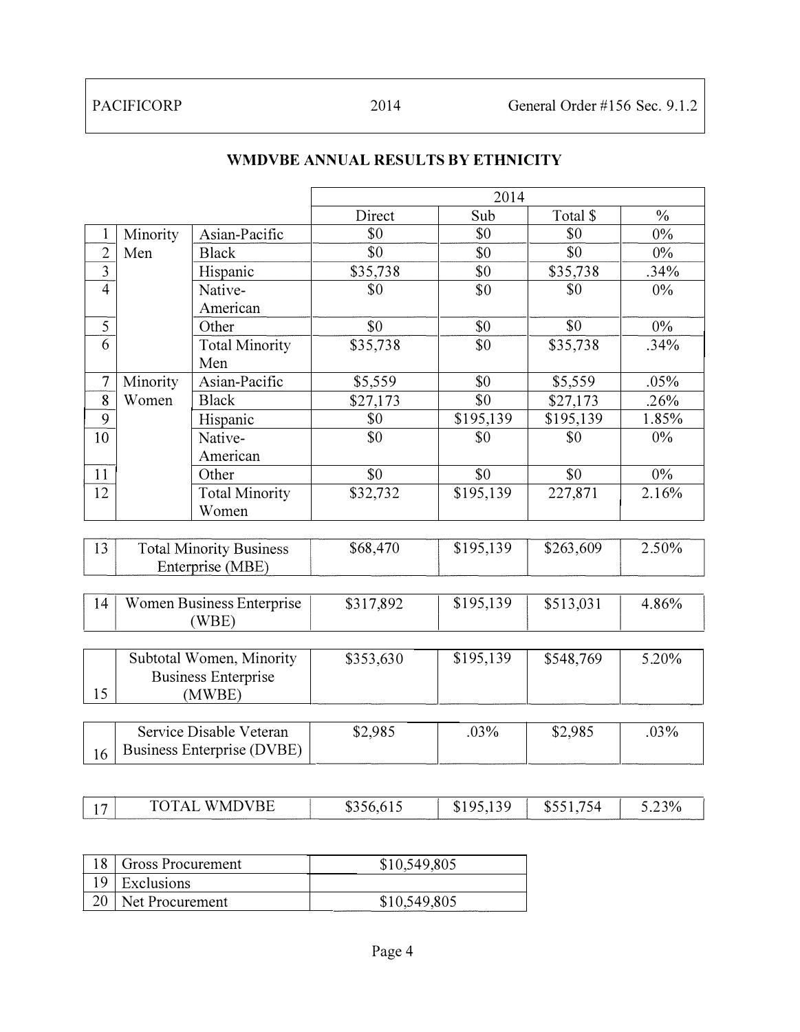| PACIFICORP | 2014 | General Order #156 Sec. 9.1.2 |
|---|---|---|

## WMDVBE ANNUAL RESULTS BY ETHNICITY

| | | | 2014 | | | |
|---|---|---|---|---|---|---|
| | | | Direct | Sub | Total $ | % |
| 1 | Minority Men | Asian-Pacific | $0 | $0 | $0 | 0% |
| 2 | | Black | $0 | $0 | $0 | 0% |
| 3 | | Hispanic | $35,738 | $0 | $35,738 | .34% |
| 4 | | Native-American | $0 | $0 | $0 | 0% |
| 5 | | Other | $0 | $0 | $0 | 0% |
| 6 | | Total Minority Men | $35,738 | $0 | $35,738 | .34% |
| 7 | Minority Women | Asian-Pacific | $5,559 | $0 | $5,559 | .05% |
| 8 | | Black | $27,173 | $0 | $27,173 | .26% |
| 9 | | Hispanic | $0 | $195,139 | $195,139 | 1.85% |
| 10 | | Native-American | $0 | $0 | $0 | 0% |
| 11 | | Other | $0 | $0 | $0 | 0% |
| 12 | | Total Minority Women | $32,732 | $195,139 | 227,871 | 2.16% |
| 13 | Total Minority Business Enterprise (MBE) | | $68,470 | $195,139 | $263,609 | 2.50% |
| 14 | Women Business Enterprise (WBE) | | $317,892 | $195,139 | $513,031 | 4.86% |
| 15 | Subtotal Women, Minority Business Enterprise (MWBE) | | $353,630 | $195,139 | $548,769 | 5.20% |
| 16 | Service Disable Veteran Business Enterprise (DVBE) | | $2,985 | .03% | $2,985 | .03% |
| 17 | TOTAL WMDVBE | | $356,615 | $195,139 | $551,754 | 5.23% |

| | | |
|---|---|---|
| 18 | Gross Procurement | $10,549,805 |
| 19 | Exclusions | |
| 20 | Net Procurement | $10,549,805 |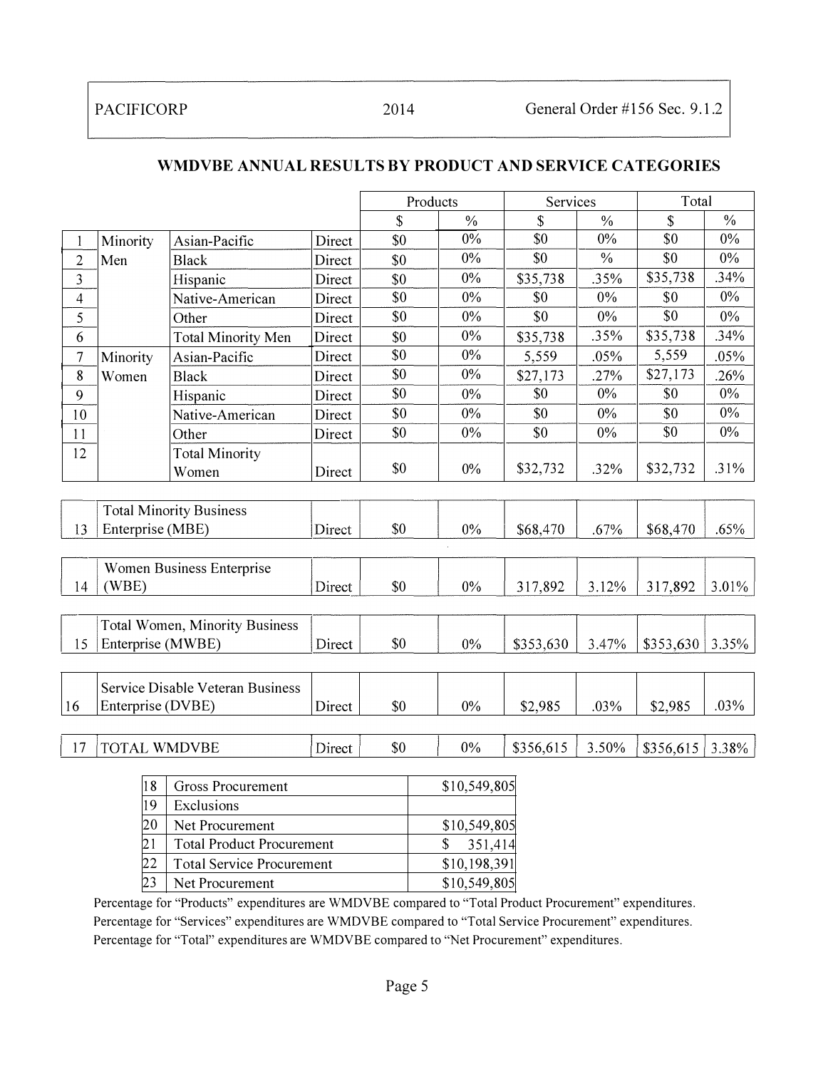| PACIFICORP | 2014 | General Order #156 Sec. 9.1.2 |
|---|---|---|

## WMDVBE ANNUAL RESULTS BY PRODUCT AND SERVICE CATEGORIES

| | | | | Products | | Services | | Total | |
|---|---|---|---|---|---|---|---|---|---|
| | | | | $ | % | $ | % | $ | % |
| 1 | Minority Men | Asian-Pacific | Direct | $0 | 0% | $0 | 0% | $0 | 0% |
| 2 | | Black | Direct | $0 | 0% | $0 | % | $0 | 0% |
| 3 | | Hispanic | Direct | $0 | 0% | $35,738 | .35% | $35,738 | .34% |
| 4 | | Native-American | Direct | $0 | 0% | $0 | 0% | $0 | 0% |
| 5 | | Other | Direct | $0 | 0% | $0 | 0% | $0 | 0% |
| 6 | | Total Minority Men | Direct | $0 | 0% | $35,738 | .35% | $35,738 | .34% |
| 7 | Minority Women | Asian-Pacific | Direct | $0 | 0% | 5,559 | .05% | 5,559 | .05% |
| 8 | | Black | Direct | $0 | 0% | $27,173 | .27% | $27,173 | .26% |
| 9 | | Hispanic | Direct | $0 | 0% | $0 | 0% | $0 | 0% |
| 10 | | Native-American | Direct | $0 | 0% | $0 | 0% | $0 | 0% |
| 11 | | Other | Direct | $0 | 0% | $0 | 0% | $0 | 0% |
| 12 | | Total Minority Women | Direct | $0 | 0% | $32,732 | .32% | $32,732 | .31% |
| 13 | Total Minority Business Enterprise (MBE) | | Direct | $0 | 0% | $68,470 | .67% | $68,470 | .65% |
| 14 | Women Business Enterprise (WBE) | | Direct | $0 | 0% | 317,892 | 3.12% | 317,892 | 3.01% |
| 15 | Total Women, Minority Business Enterprise (MWBE) | | Direct | $0 | 0% | $353,630 | 3.47% | $353,630 | 3.35% |
| 16 | Service Disable Veteran Business Enterprise (DVBE) | | Direct | $0 | 0% | $2,985 | .03% | $2,985 | .03% |
| 17 | TOTAL WMDVBE | | Direct | $0 | 0% | $356,615 | 3.50% | $356,615 | 3.38% |

| | | |
|---|---|---|
| 18 | Gross Procurement | $10,549,805 |
| 19 | Exclusions | |
| 20 | Net Procurement | $10,549,805 |
| 21 | Total Product Procurement | $ 351,414 |
| 22 | Total Service Procurement | $10,198,391 |
| 23 | Net Procurement | $10,549,805 |

Percentage for "Products" expenditures are WMDVBE compared to "Total Product Procurement" expenditures.
Percentage for "Services" expenditures are WMDVBE compared to "Total Service Procurement" expenditures.
Percentage for "Total" expenditures are WMDVBE compared to "Net Procurement" expenditures.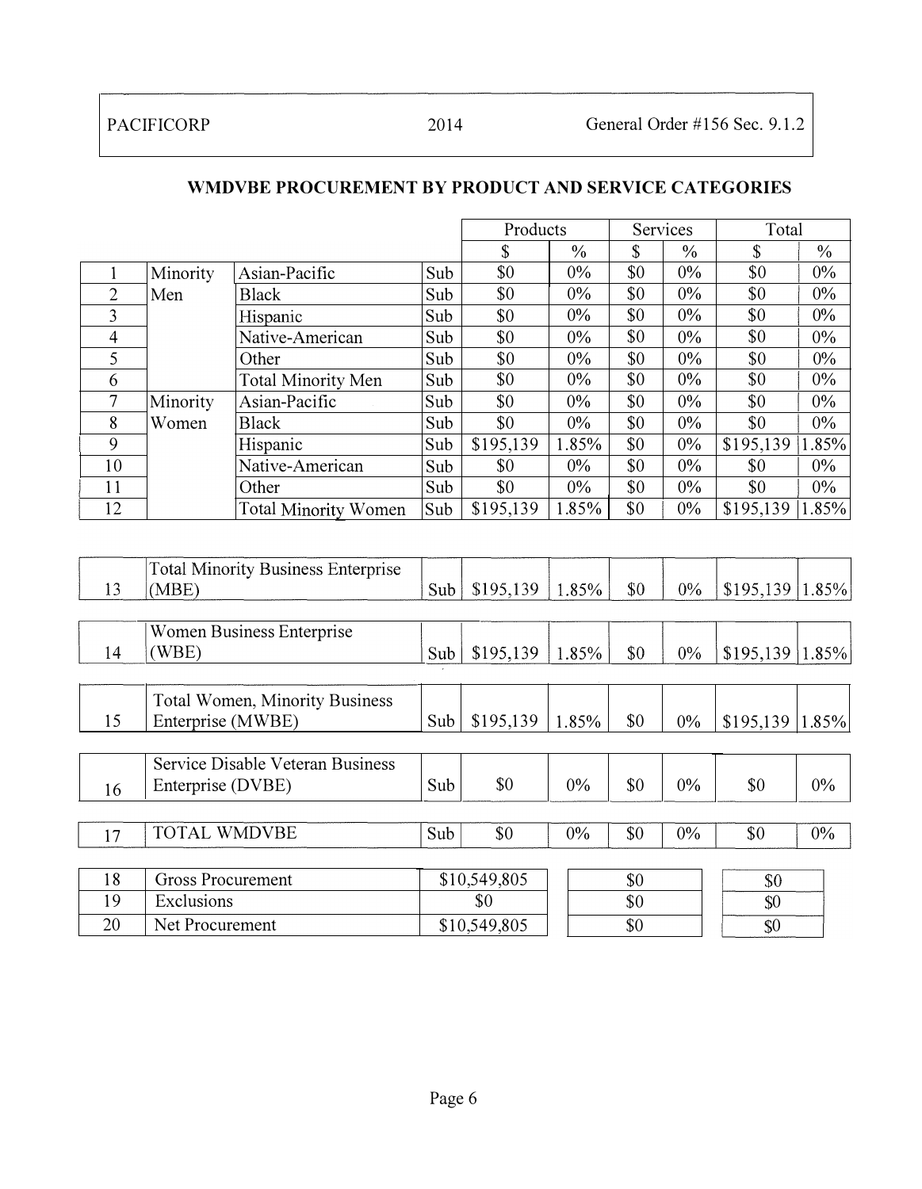| PACIFICORP | 2014 | General Order #156 Sec. 9.1.2 |
|---|---|---|

## WMDVBE PROCUREMENT BY PRODUCT AND SERVICE CATEGORIES

| | | | | Products | | Services | | Total | |
|---|---|---|---|---|---|---|---|---|---|
| | | | | $ | % | $ | % | $ | % |
| 1 | Minority Men | Asian-Pacific | Sub | $0 | 0% | $0 | 0% | $0 | 0% |
| 2 | | Black | Sub | $0 | 0% | $0 | 0% | $0 | 0% |
| 3 | | Hispanic | Sub | $0 | 0% | $0 | 0% | $0 | 0% |
| 4 | | Native-American | Sub | $0 | 0% | $0 | 0% | $0 | 0% |
| 5 | | Other | Sub | $0 | 0% | $0 | 0% | $0 | 0% |
| 6 | | Total Minority Men | Sub | $0 | 0% | $0 | 0% | $0 | 0% |
| 7 | Minority Women | Asian-Pacific | Sub | $0 | 0% | $0 | 0% | $0 | 0% |
| 8 | | Black | Sub | $0 | 0% | $0 | 0% | $0 | 0% |
| 9 | | Hispanic | Sub | $195,139 | 1.85% | $0 | 0% | $195,139 | 1.85% |
| 10 | | Native-American | Sub | $0 | 0% | $0 | 0% | $0 | 0% |
| 11 | | Other | Sub | $0 | 0% | $0 | 0% | $0 | 0% |
| 12 | | Total Minority Women | Sub | $195,139 | 1.85% | $0 | 0% | $195,139 | 1.85% |

| | | | | | | | | |
|---|---|---|---|---|---|---|---|---|
| 13 | Total Minority Business Enterprise (MBE) | Sub | $195,139 | 1.85% | $0 | 0% | $195,139 | 1.85% |
| 14 | Women Business Enterprise (WBE) | Sub | $195,139 | 1.85% | $0 | 0% | $195,139 | 1.85% |
| 15 | Total Women, Minority Business Enterprise (MWBE) | Sub | $195,139 | 1.85% | $0 | 0% | $195,139 | 1.85% |
| 16 | Service Disable Veteran Business Enterprise (DVBE) | Sub | $0 | 0% | $0 | 0% | $0 | 0% |
| 17 | TOTAL WMDVBE | Sub | $0 | 0% | $0 | 0% | $0 | 0% |

| | | Products | Services | Total |
|---|---|---|---|---|
| 18 | Gross Procurement | $10,549,805 | $0 | $0 |
| 19 | Exclusions | $0 | $0 | $0 |
| 20 | Net Procurement | $10,549,805 | $0 | $0 |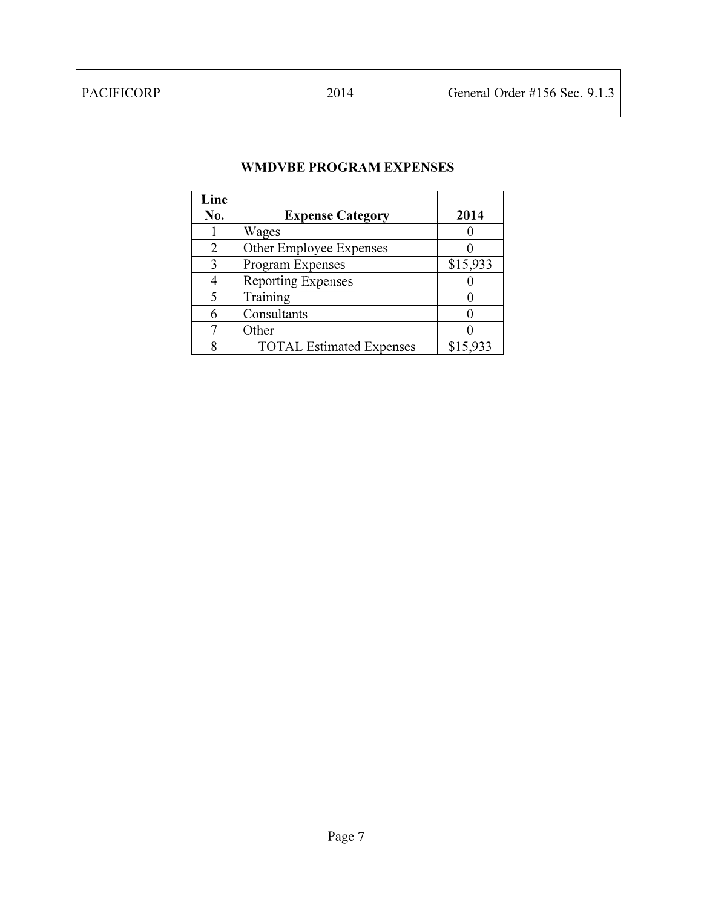## WMDVBE PROGRAM EXPENSES

| Line No. | Expense Category | 2014 |
|---|---|---|
| 1 | Wages | 0 |
| 2 | Other Employee Expenses | 0 |
| 3 | Program Expenses | $15,933 |
| 4 | Reporting Expenses | 0 |
| 5 | Training | 0 |
| 6 | Consultants | 0 |
| 7 | Other | 0 |
| 8 | TOTAL Estimated Expenses | $15,933 |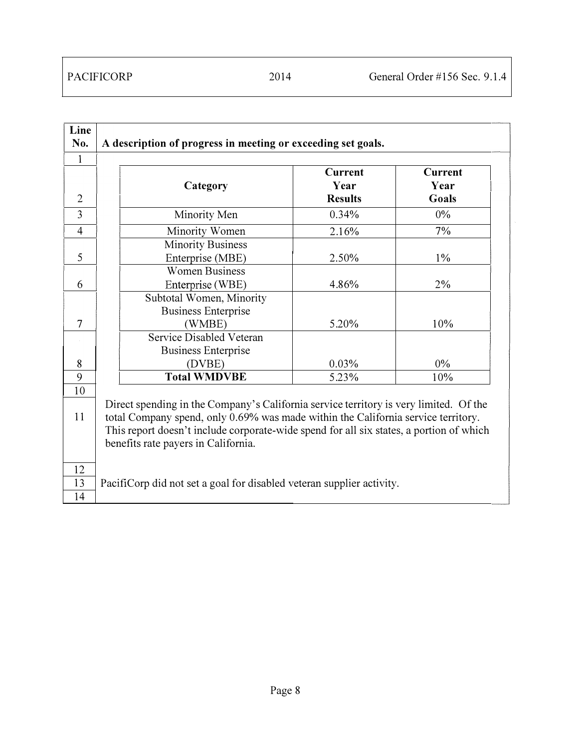| Line No. | A description of progress in meeting or exceeding set goals. | | |
|---|---|---|---|
| 1 | | | |
| 2 | **Category** | **Current Year Results** | **Current Year Goals** |
| 3 | Minority Men | 0.34% | 0% |
| 4 | Minority Women | 2.16% | 7% |
| 5 | Minority Business Enterprise (MBE) | 2.50% | 1% |
| 6 | Women Business Enterprise (WBE) | 4.86% | 2% |
| 7 | Subtotal Women, Minority Business Enterprise (WMBE) | 5.20% | 10% |
| 8 | Service Disabled Veteran Business Enterprise (DVBE) | 0.03% | 0% |
| 9 | **Total WMDVBE** | 5.23% | 10% |
| 10 | | | |
| 11 | Direct spending in the Company's California service territory is very limited. Of the total Company spend, only 0.69% was made within the California service territory. This report doesn't include corporate-wide spend for all six states, a portion of which benefits rate payers in California. | | |
| 12 | | | |
| 13 | PacifiCorp did not set a goal for disabled veteran supplier activity. | | |
| 14 | | | |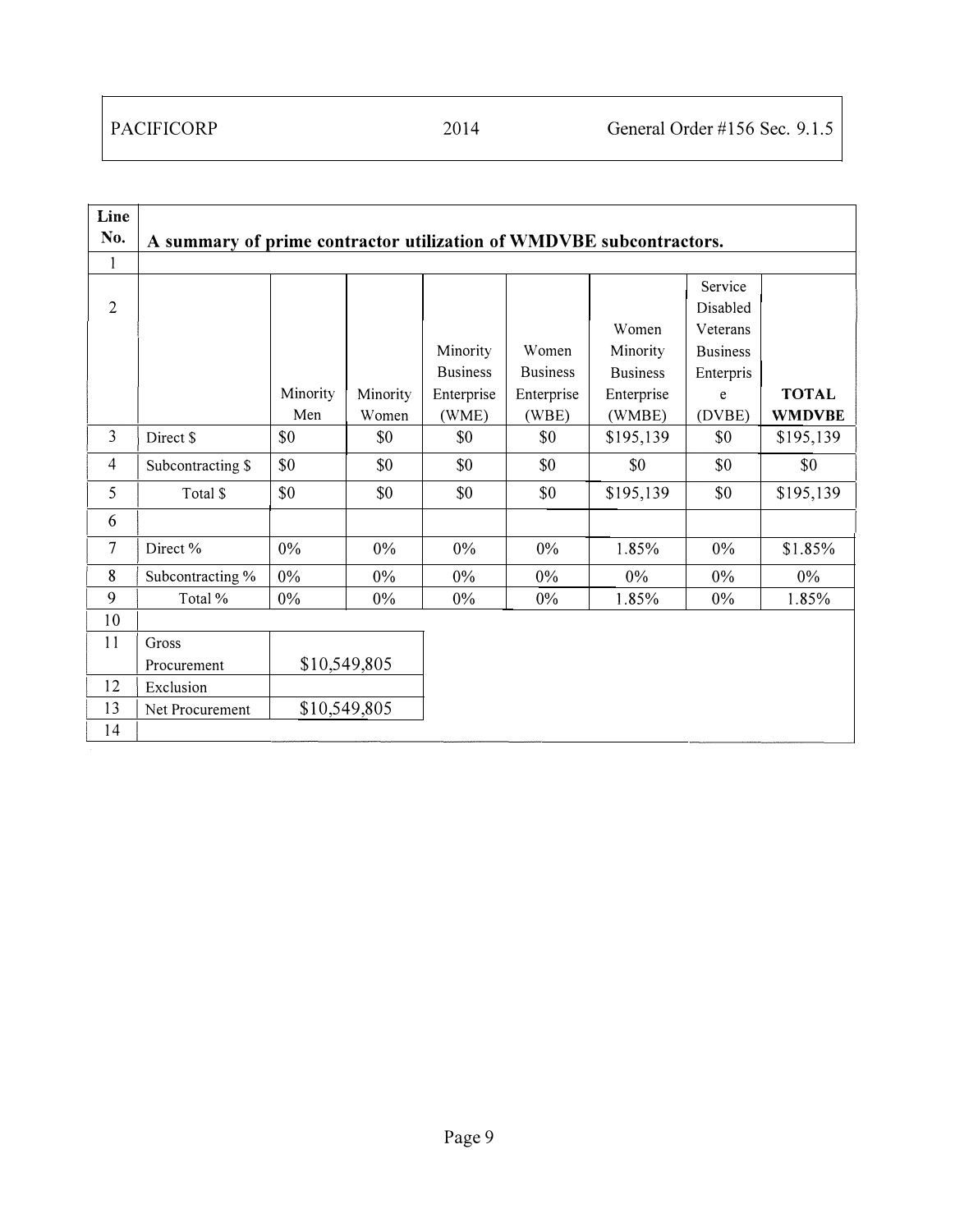| PACIFICORP | 2014 | General Order #156 Sec. 9.1.5 |
|---|---|---|

| Line No. | A summary of prime contractor utilization of WMDVBE subcontractors. | | | | | | | |
|---|---|---|---|---|---|---|---|---|
| 1 | | | | | | | | |
| 2 | | Minority Men | Minority Women | Minority Business Enterprise (WME) | Women Business Enterprise (WBE) | Women Minority Business Enterprise (WMBE) | Service Disabled Veterans Business Enterprise (DVBE) | **TOTAL WMDVBE** |
| 3 | Direct $ | $0 | $0 | $0 | $0 | $195,139 | $0 | $195,139 |
| 4 | Subcontracting $ | $0 | $0 | $0 | $0 | $0 | $0 | $0 |
| 5 | Total $ | $0 | $0 | $0 | $0 | $195,139 | $0 | $195,139 |
| 6 | | | | | | | | |
| 7 | Direct % | 0% | 0% | 0% | 0% | 1.85% | 0% | $1.85% |
| 8 | Subcontracting % | 0% | 0% | 0% | 0% | 0% | 0% | 0% |
| 9 | Total % | 0% | 0% | 0% | 0% | 1.85% | 0% | 1.85% |
| 10 | | | | | | | | |
| 11 | Gross Procurement | $10,549,805 | | | | | | |
| 12 | Exclusion | | | | | | | |
| 13 | Net Procurement | $10,549,805 | | | | | | |
| 14 | | | | | | | | |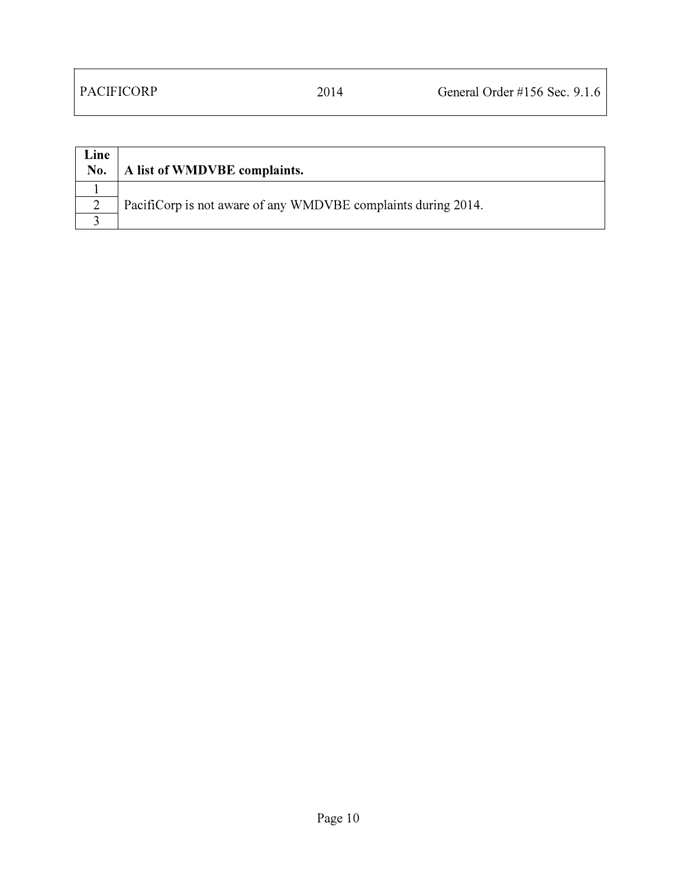| Line No. | A list of WMDVBE complaints. |
|---|---|
| 1 | PacifiCorp is not aware of any WMDVBE complaints during 2014. |
| 2 | |
| 3 | |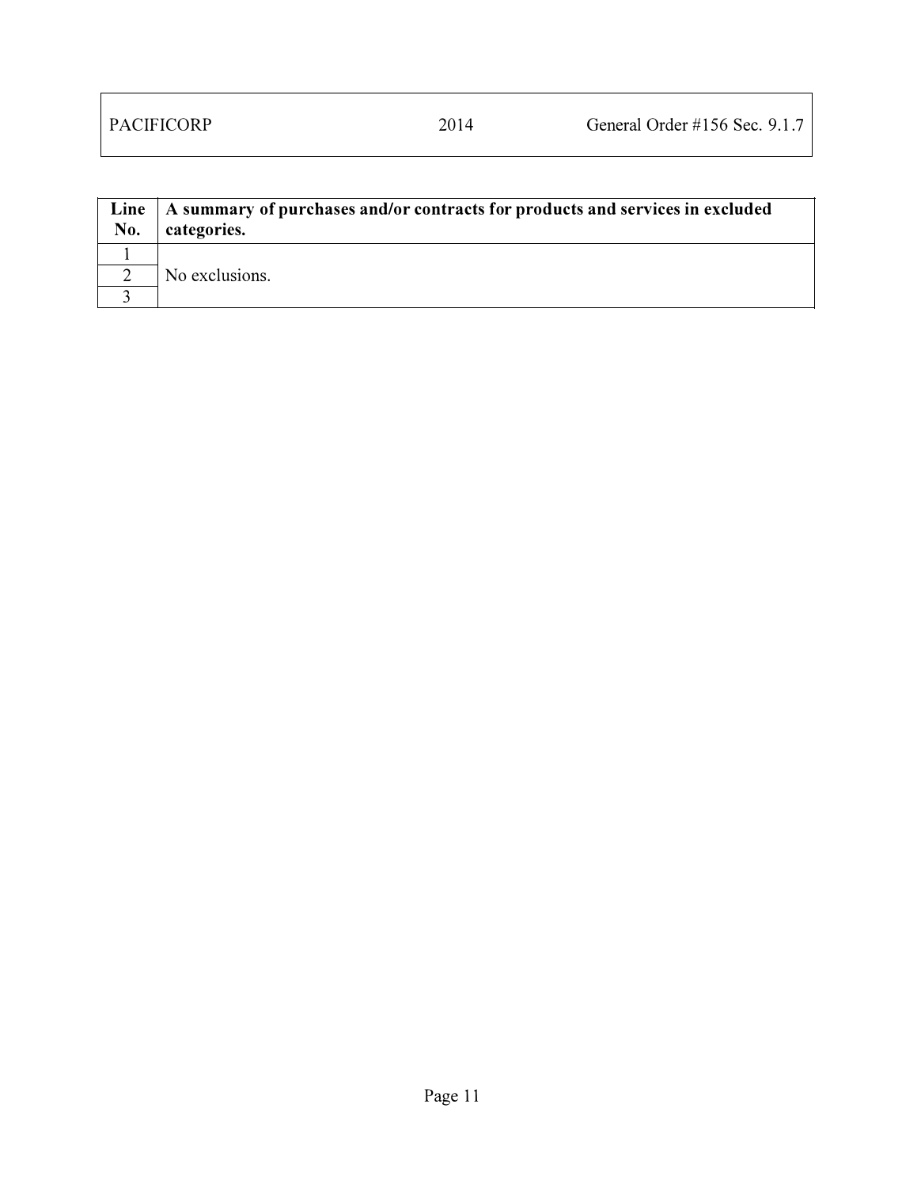| PACIFICORP | 2014 | General Order #156 Sec. 9.1.7 |
|---|---|---|

| Line No. | A summary of purchases and/or contracts for products and services in excluded categories. |
|---|---|
| 1 | |
| 2 | No exclusions. |
| 3 | |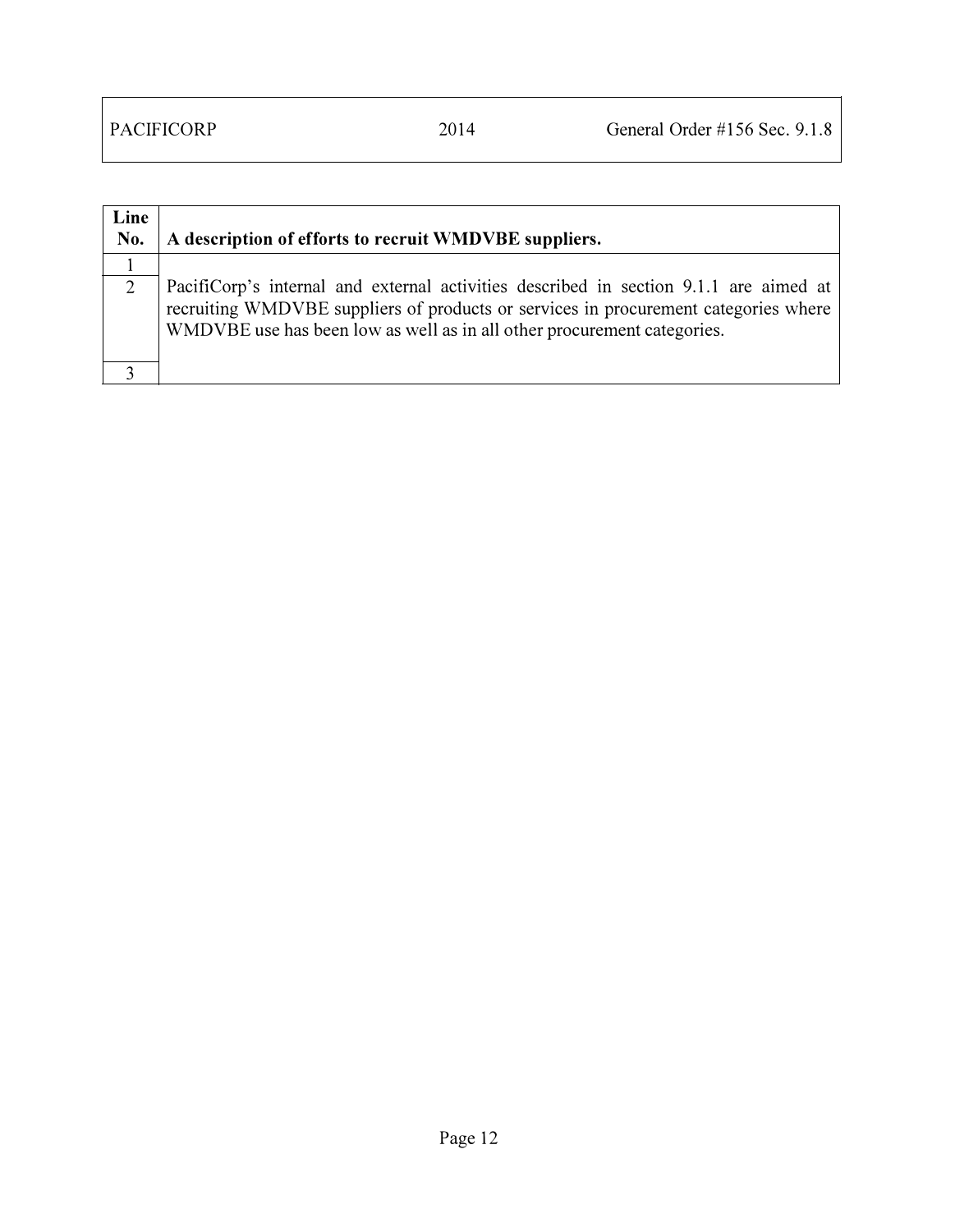| PACIFICORP | 2014 | General Order #156 Sec. 9.1.8 |
|---|---|---|

| Line No. | A description of efforts to recruit WMDVBE suppliers. |
|---|---|
| 1 | |
| 2 | PacifiCorp's internal and external activities described in section 9.1.1 are aimed at recruiting WMDVBE suppliers of products or services in procurement categories where WMDVBE use has been low as well as in all other procurement categories. |
| 3 | |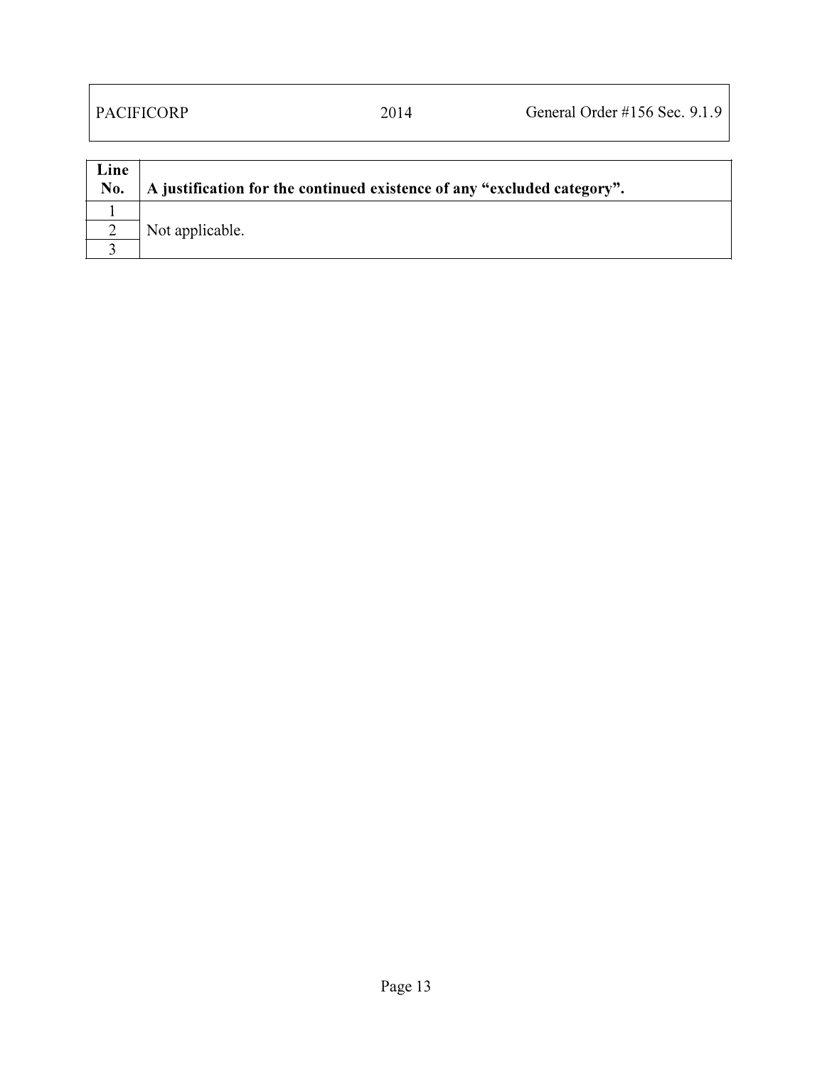| PACIFICORP | 2014 | General Order #156 Sec. 9.1.9 |
| --- | --- | --- |

| Line No. | A justification for the continued existence of any "excluded category". |
| --- | --- |
| 1 | |
| 2 | Not applicable. |
| 3 | |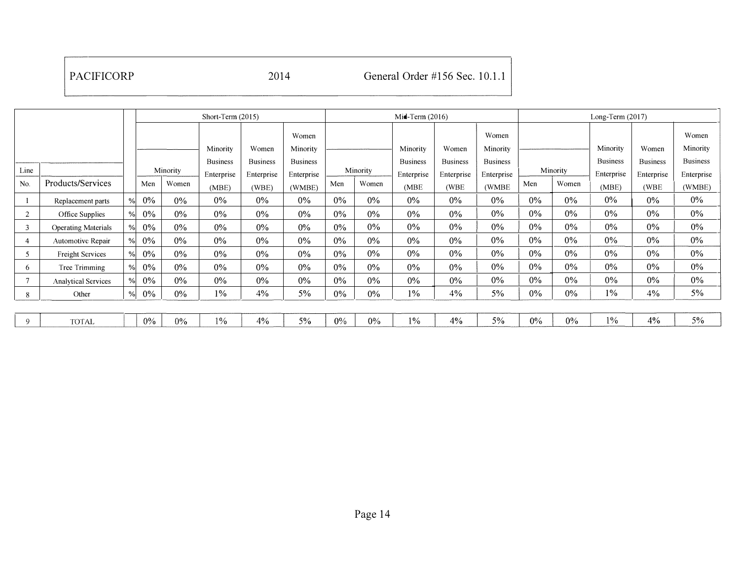| PACIFICORP | 2014 | General Order #156 Sec. 10.1.1 |
|---|---|---|

| Line No. | Products/Services | | Short-Term (2015) | | | | | Mid-Term (2016) | | | | | Long-Term (2017) | | | | |
|---|---|---|---|---|---|---|---|---|---|---|---|---|---|---|---|---|---|
| | | | Minority | | Minority Business Enterprise | Women Business Enterprise | Women Minority Business Enterprise | Minority | | Minority Business Enterprise | Women Business Enterprise | Women Minority Business Enterprise | Minority | | Minority Business Enterprise | Women Business Enterprise | Women Minority Business Enterprise |
| | | | Men | Women | (MBE) | (WBE) | (WMBE) | Men | Women | (MBE | (WBE | (WMBE | Men | Women | (MBE) | (WBE | (WMBE) |
| 1 | Replacement parts | % | 0% | 0% | 0% | 0% | 0% | 0% | 0% | 0% | 0% | 0% | 0% | 0% | 0% | 0% | 0% |
| 2 | Office Supplies | % | 0% | 0% | 0% | 0% | 0% | 0% | 0% | 0% | 0% | 0% | 0% | 0% | 0% | 0% | 0% |
| 3 | Operating Materials | % | 0% | 0% | 0% | 0% | 0% | 0% | 0% | 0% | 0% | 0% | 0% | 0% | 0% | 0% | 0% |
| 4 | Automotive Repair | % | 0% | 0% | 0% | 0% | 0% | 0% | 0% | 0% | 0% | 0% | 0% | 0% | 0% | 0% | 0% |
| 5 | Freight Services | % | 0% | 0% | 0% | 0% | 0% | 0% | 0% | 0% | 0% | 0% | 0% | 0% | 0% | 0% | 0% |
| 6 | Tree Trimming | % | 0% | 0% | 0% | 0% | 0% | 0% | 0% | 0% | 0% | 0% | 0% | 0% | 0% | 0% | 0% |
| 7 | Analytical Services | % | 0% | 0% | 0% | 0% | 0% | 0% | 0% | 0% | 0% | 0% | 0% | 0% | 0% | 0% | 0% |
| 8 | Other | % | 0% | 0% | 1% | 4% | 5% | 0% | 0% | 1% | 4% | 5% | 0% | 0% | 1% | 4% | 5% |
| | | | | | | | | | | | | | | | | | |
| 9 | TOTAL | | 0% | 0% | 1% | 4% | 5% | 0% | 0% | 1% | 4% | 5% | 0% | 0% | 1% | 4% | 5% |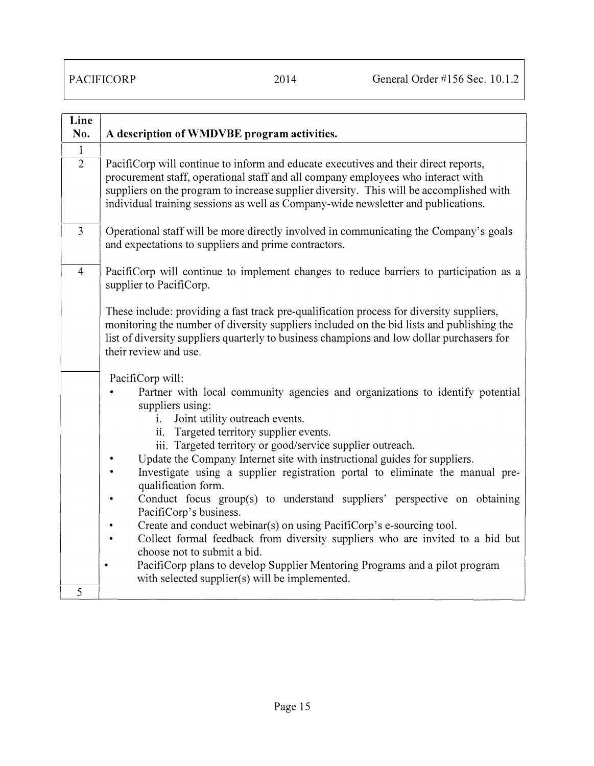| PACIFICORP | 2014 | General Order #156 Sec. 10.1.2 |
|---|---|---|

| Line No. | A description of WMDVBE program activities. |
|---|---|
| 1 | |
| 2 | PacifiCorp will continue to inform and educate executives and their direct reports, procurement staff, operational staff and all company employees who interact with suppliers on the program to increase supplier diversity. This will be accomplished with individual training sessions as well as Company-wide newsletter and publications. |
| 3 | Operational staff will be more directly involved in communicating the Company's goals and expectations to suppliers and prime contractors. |
| 4 | PacifiCorp will continue to implement changes to reduce barriers to participation as a supplier to PacifiCorp.<br><br>These include: providing a fast track pre-qualification process for diversity suppliers, monitoring the number of diversity suppliers included on the bid lists and publishing the list of diversity suppliers quarterly to business champions and low dollar purchasers for their review and use. |
| | PacifiCorp will:<br>• Partner with local community agencies and organizations to identify potential suppliers using:<br>i. Joint utility outreach events.<br>ii. Targeted territory supplier events.<br>iii. Targeted territory or good/service supplier outreach.<br>• Update the Company Internet site with instructional guides for suppliers.<br>• Investigate using a supplier registration portal to eliminate the manual pre-qualification form.<br>• Conduct focus group(s) to understand suppliers' perspective on obtaining PacifiCorp's business.<br>• Create and conduct webinar(s) on using PacifiCorp's e-sourcing tool.<br>• Collect formal feedback from diversity suppliers who are invited to a bid but choose not to submit a bid.<br>• PacifiCorp plans to develop Supplier Mentoring Programs and a pilot program with selected supplier(s) will be implemented. |
| 5 | |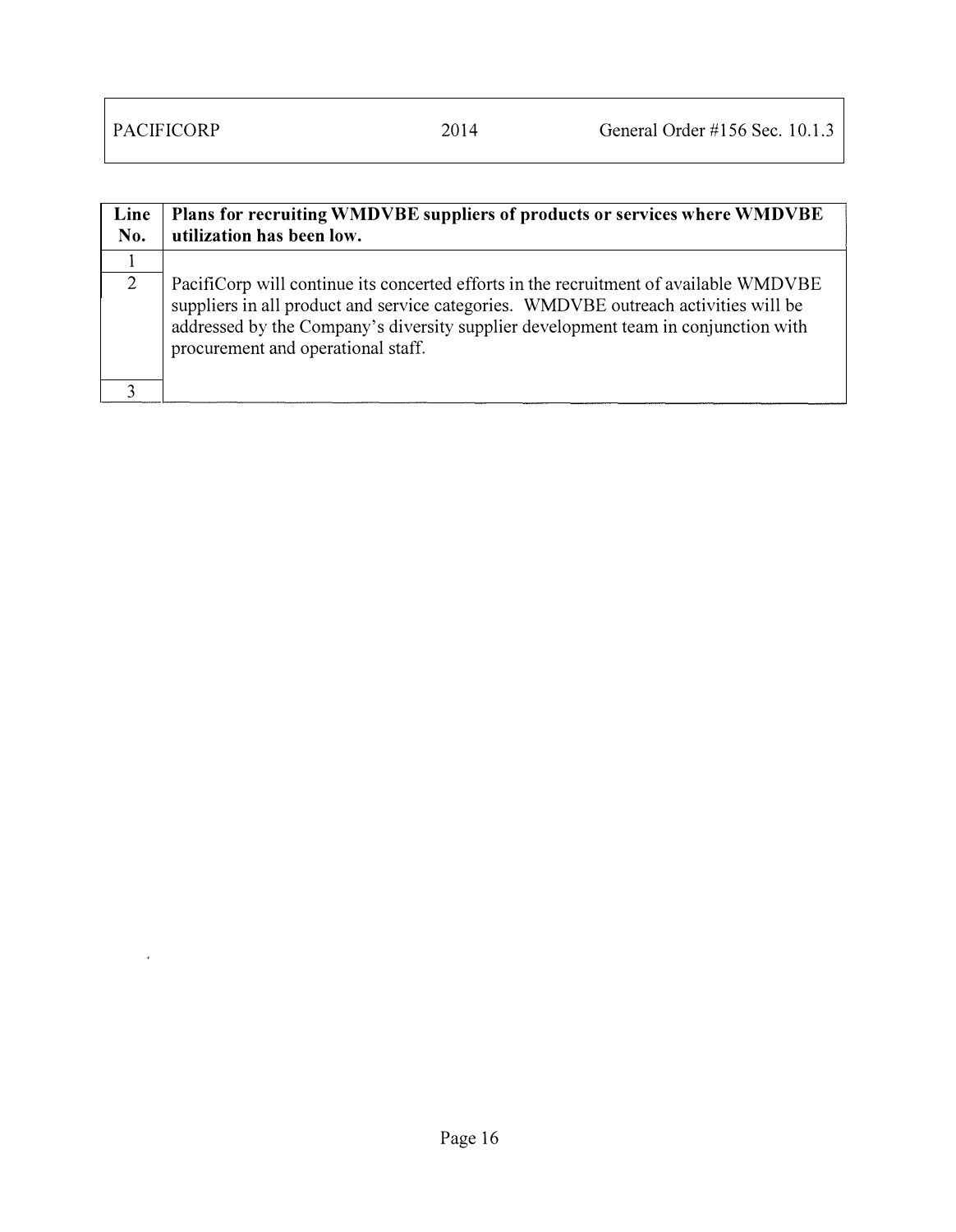| Line No. | Plans for recruiting WMDVBE suppliers of products or services where WMDVBE utilization has been low. |
|---|---|
| 1 | |
| 2 | PacifiCorp will continue its concerted efforts in the recruitment of available WMDVBE suppliers in all product and service categories. WMDVBE outreach activities will be addressed by the Company's diversity supplier development team in conjunction with procurement and operational staff. |
| 3 | |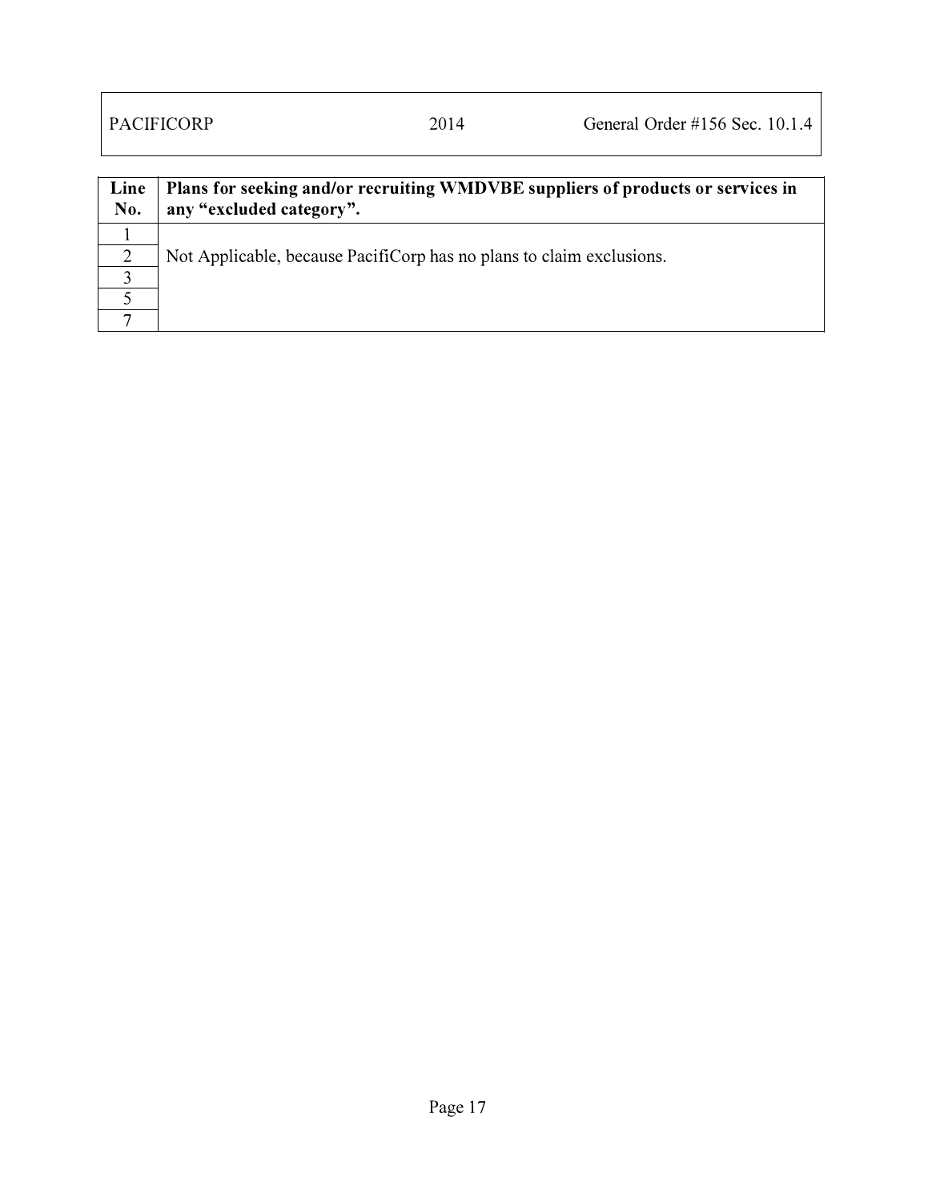| PACIFICORP | 2014 | General Order #156 Sec. 10.1.4 |
| --- | --- | --- |

| Line No. | Plans for seeking and/or recruiting WMDVBE suppliers of products or services in any "excluded category". |
| --- | --- |
| 1 | Not Applicable, because PacifiCorp has no plans to claim exclusions. |
| 2 | |
| 3 | |
| 5 | |
| 7 | |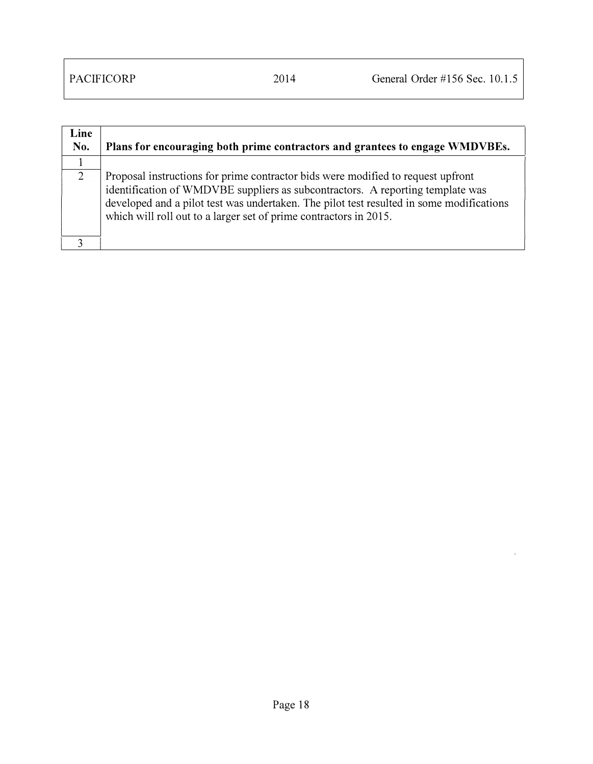| Line No. | Plans for encouraging both prime contractors and grantees to engage WMDVBEs. |
|---|---|
| 1 | |
| 2 | Proposal instructions for prime contractor bids were modified to request upfront identification of WMDVBE suppliers as subcontractors. A reporting template was developed and a pilot test was undertaken. The pilot test resulted in some modifications which will roll out to a larger set of prime contractors in 2015. |
| 3 | |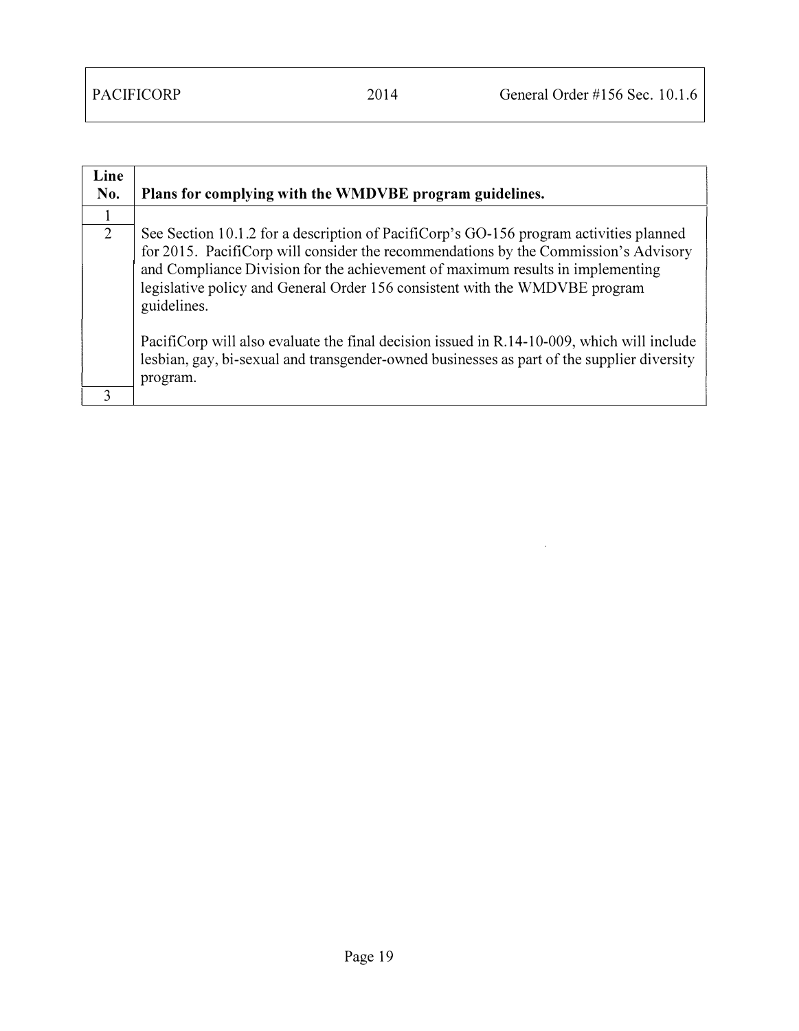| Line No. | Plans for complying with the WMDVBE program guidelines. |
|---|---|
| 1 | |
| 2 | See Section 10.1.2 for a description of PacifiCorp's GO-156 program activities planned for 2015. PacifiCorp will consider the recommendations by the Commission's Advisory and Compliance Division for the achievement of maximum results in implementing legislative policy and General Order 156 consistent with the WMDVBE program guidelines.<br><br>PacifiCorp will also evaluate the final decision issued in R.14-10-009, which will include lesbian, gay, bi-sexual and transgender-owned businesses as part of the supplier diversity program. |
| 3 | |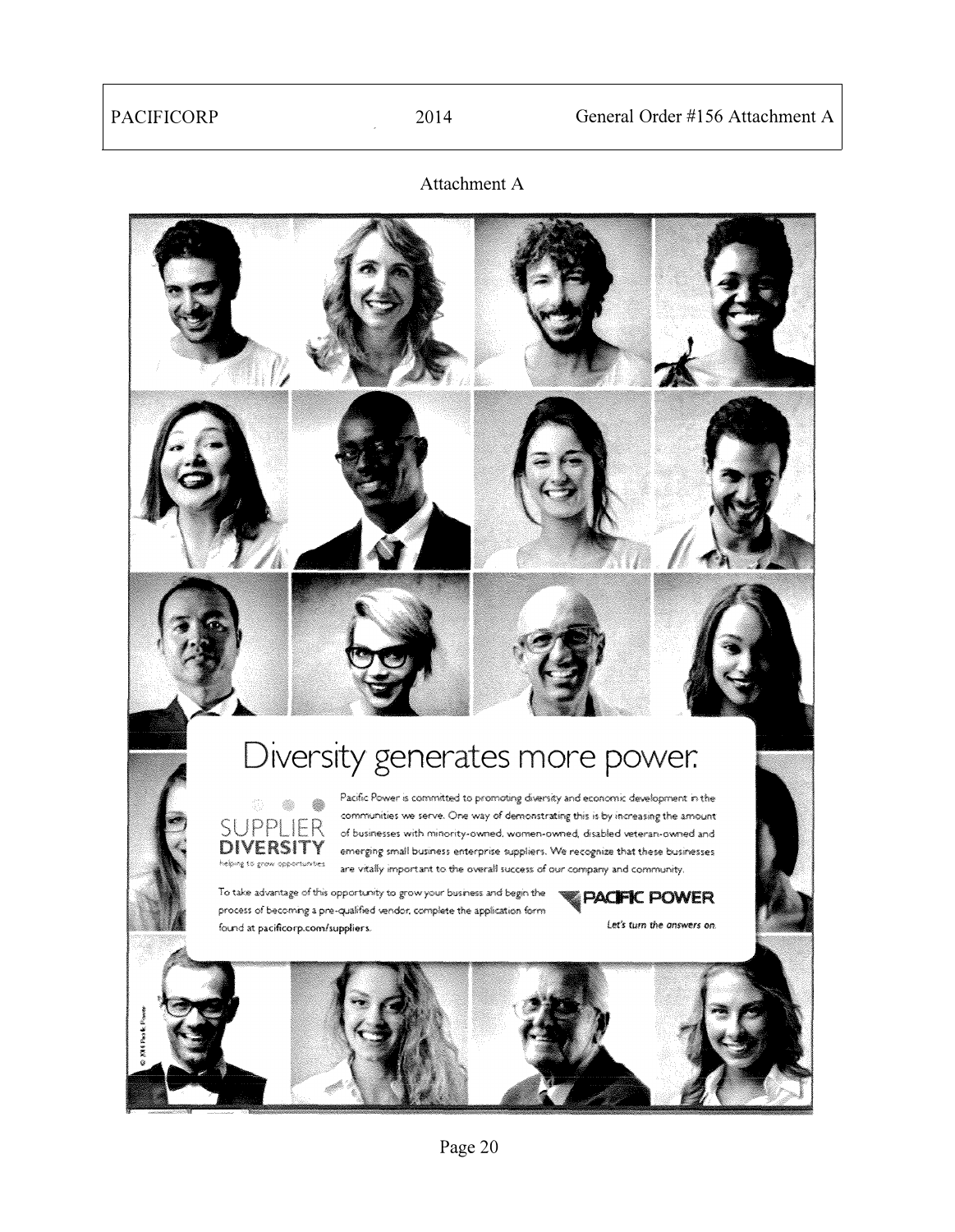Attachment A

# Diversity generates more power.

SUPPLIER DIVERSITY
helping to grow opportunities

Pacific Power is committed to promoting diversity and economic development in the communities we serve. One way of demonstrating this is by increasing the amount of businesses with minority-owned, women-owned, disabled veteran-owned and emerging small business enterprise suppliers. We recognize that these businesses are vitally important to the overall success of our company and community.

To take advantage of this opportunity to grow your business and begin the process of becoming a pre-qualified vendor, complete the application form found at **pacificorp.com/suppliers**.

**PACIFIC POWER**

*Let's turn the answers on.*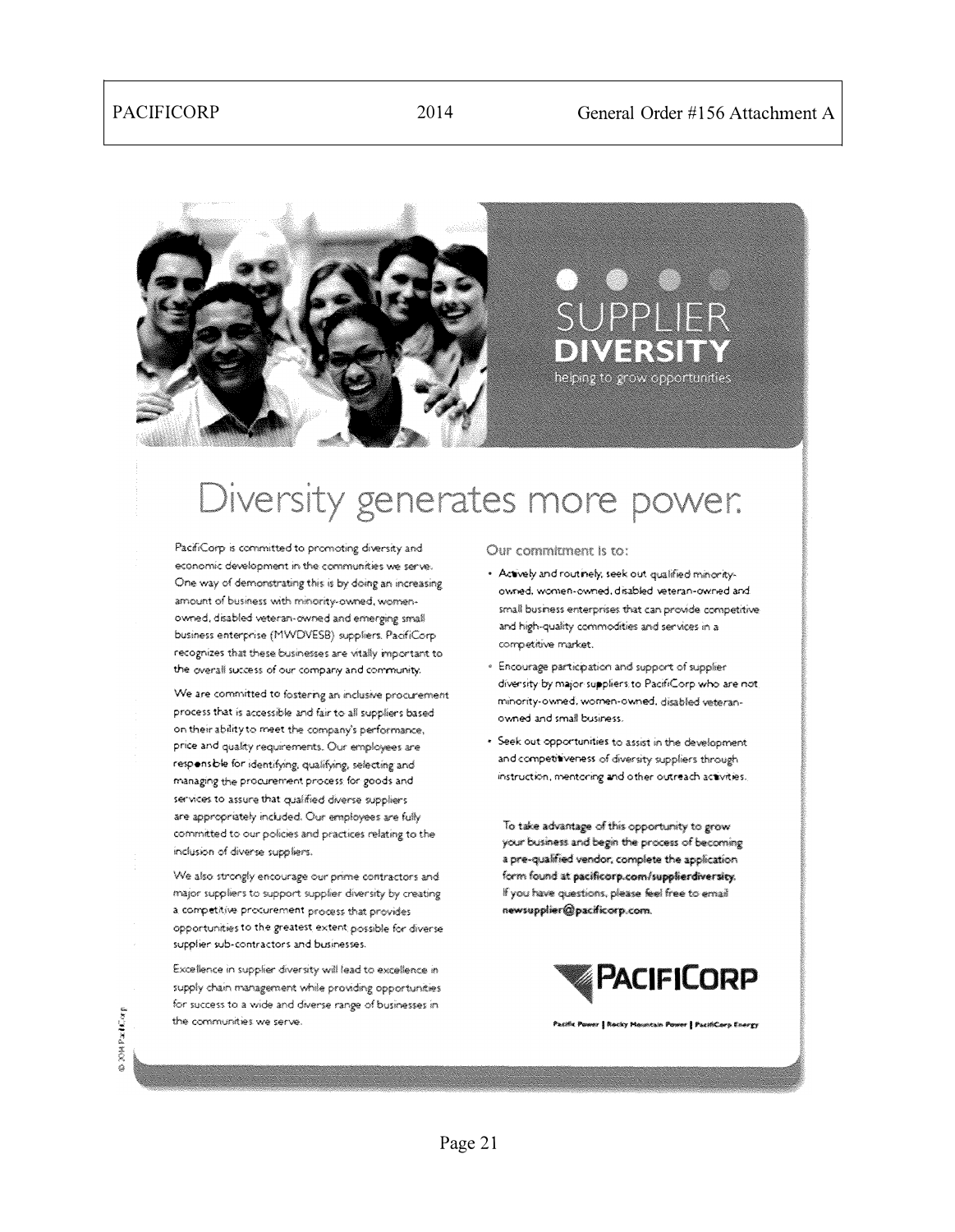SUPPLIER

**DIVERSITY**

helping to grow opportunities

# Diversity generates more power.

PacifiCorp is committed to promoting diversity and economic development in the communities we serve. One way of demonstrating this is by doing an increasing amount of business with minority-owned, women-owned, disabled veteran-owned and emerging small business enterprise (MWDVESB) suppliers. PacifiCorp recognizes that these businesses are vitally important to the overall success of our company and community.

We are committed to fostering an inclusive procurement process that is accessible and fair to all suppliers based on their ability to meet the company's performance, price and quality requirements. Our employees are responsible for identifying, qualifying, selecting and managing the procurement process for goods and services to assure that qualified diverse suppliers are appropriately included. Our employees are fully committed to our policies and practices relating to the inclusion of diverse suppliers.

We also strongly encourage our prime contractors and major suppliers to support supplier diversity by creating a competitive procurement process that provides opportunities to the greatest extent possible for diverse supplier sub-contractors and businesses.

Excellence in supplier diversity will lead to excellence in supply chain management while providing opportunities for success to a wide and diverse range of businesses in the communities we serve.

## Our commitment is to:

- Actively and routinely seek out qualified minority-owned, women-owned, disabled veteran-owned and small business enterprises that can provide competitive and high-quality commodities and services in a competitive market.
- Encourage participation and support of supplier diversity by major suppliers to PacifiCorp who are not minority-owned, women-owned, disabled veteran-owned and small business.
- Seek out opportunities to assist in the development and competitiveness of diversity suppliers through instruction, mentoring and other outreach activities.

**To take advantage of this opportunity to grow your business and begin the process of becoming a pre-qualified vendor, complete the application form found at pacificorp.com/supplierdiversity. If you have questions, please feel free to email newsupplier@pacificorp.com.**

**PACIFICORP**

Pacific Power | Rocky Mountain Power | PacifiCorp Energy

© 2014 PacifiCorp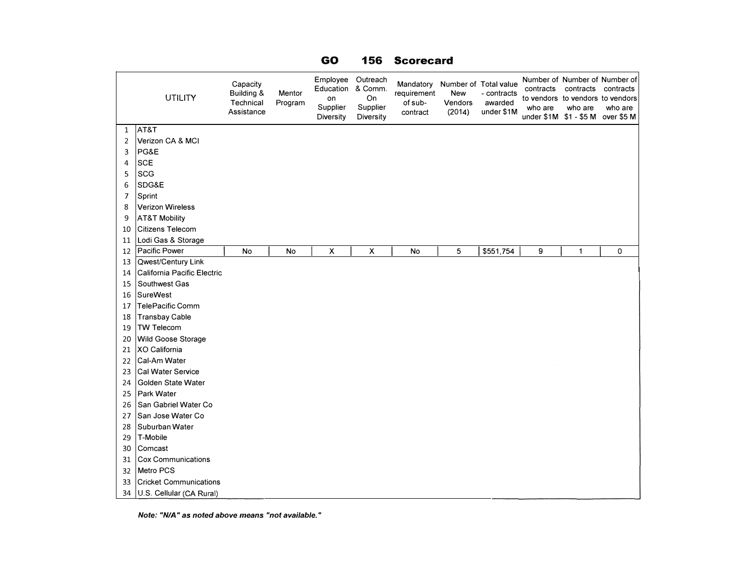# GO 156 Scorecard

| | UTILITY | Capacity Building & Technical Assistance | Mentor Program | Employee Education on Supplier Diversity | Outreach & Comm. On Supplier Diversity | Mandatory requirement of sub-contract | Number of New Vendors (2014) | Total value - contracts awarded under $1M | Number of contracts to vendors who are under $1M | Number of contracts to vendors who are $1 - $5 M | Number of contracts to vendors who are over $5 M |
|---|---|---|---|---|---|---|---|---|---|---|---|
| 1 | AT&T | | | | | | | | | | |
| 2 | Verizon CA & MCI | | | | | | | | | | |
| 3 | PG&E | | | | | | | | | | |
| 4 | SCE | | | | | | | | | | |
| 5 | SCG | | | | | | | | | | |
| 6 | SDG&E | | | | | | | | | | |
| 7 | Sprint | | | | | | | | | | |
| 8 | Verizon Wireless | | | | | | | | | | |
| 9 | AT&T Mobility | | | | | | | | | | |
| 10 | Citizens Telecom | | | | | | | | | | |
| 11 | Lodi Gas & Storage | | | | | | | | | | |
| 12 | Pacific Power | No | No | X | X | No | 5 | $551,754 | 9 | 1 | 0 |
| 13 | Qwest/Century Link | | | | | | | | | | |
| 14 | California Pacific Electric | | | | | | | | | | |
| 15 | Southwest Gas | | | | | | | | | | |
| 16 | SureWest | | | | | | | | | | |
| 17 | TelePacific Comm | | | | | | | | | | |
| 18 | Transbay Cable | | | | | | | | | | |
| 19 | TW Telecom | | | | | | | | | | |
| 20 | Wild Goose Storage | | | | | | | | | | |
| 21 | XO California | | | | | | | | | | |
| 22 | Cal-Am Water | | | | | | | | | | |
| 23 | Cal Water Service | | | | | | | | | | |
| 24 | Golden State Water | | | | | | | | | | |
| 25 | Park Water | | | | | | | | | | |
| 26 | San Gabriel Water Co | | | | | | | | | | |
| 27 | San Jose Water Co | | | | | | | | | | |
| 28 | Suburban Water | | | | | | | | | | |
| 29 | T-Mobile | | | | | | | | | | |
| 30 | Comcast | | | | | | | | | | |
| 31 | Cox Communications | | | | | | | | | | |
| 32 | Metro PCS | | | | | | | | | | |
| 33 | Cricket Communications | | | | | | | | | | |
| 34 | U.S. Cellular (CA Rural) | | | | | | | | | | |

***Note: "N/A" as noted above means "not available."***